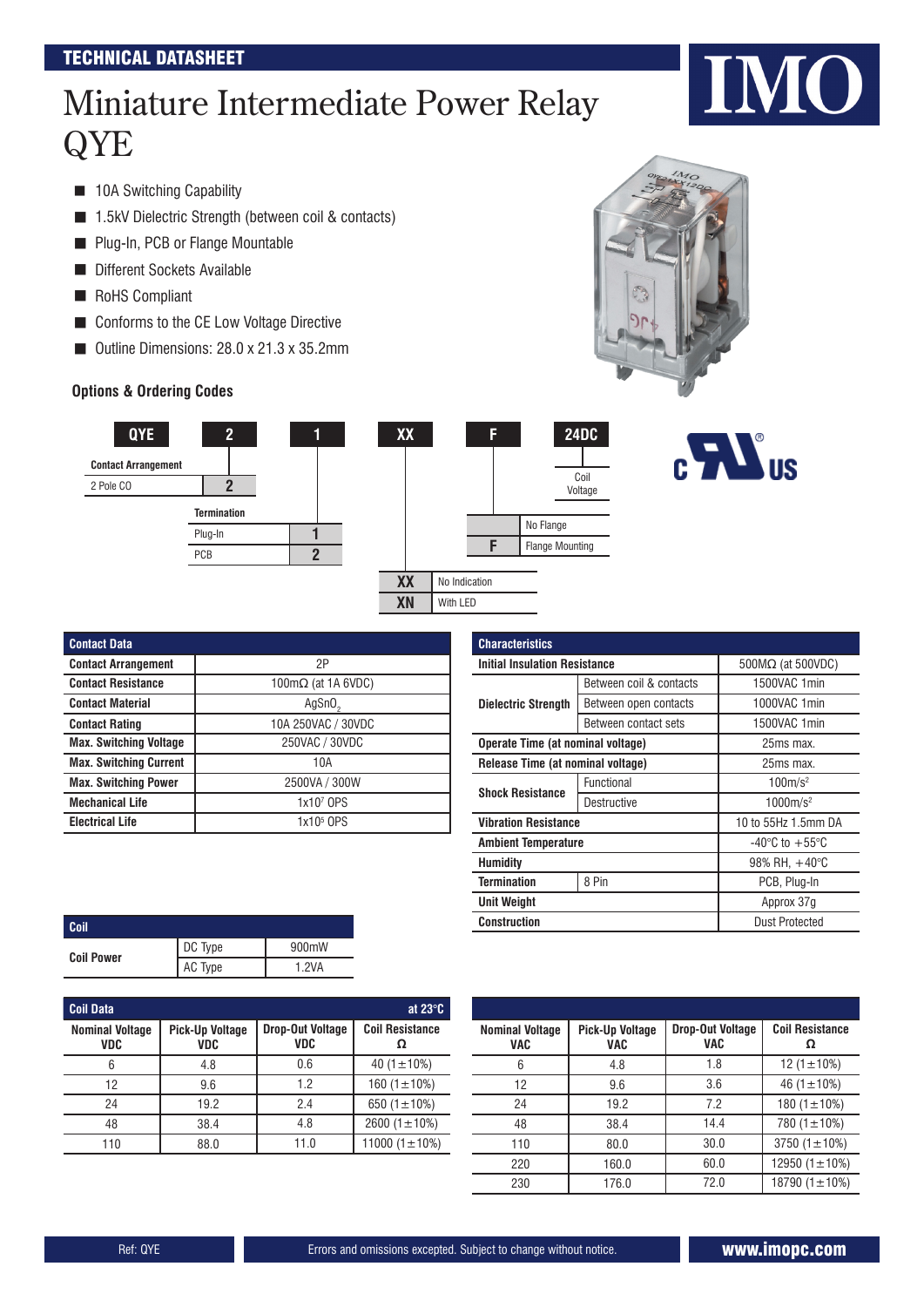TECHNICAL DATASHEET

# Miniature Intermediate Power Relay QYE

- 10A Switching Capability
- 1.5kV Dielectric Strength (between coil & contacts)
- Plug-In, PCB or Flange Mountable
- Different Sockets Available
- RoHS Compliant
- Conforms to the CE Low Voltage Directive
- Outline Dimensions: 28.0 x 21.3 x 35.2mm

## Options & Ordering Codes

QYE | 2 | 1 | XX | F | 24DC

**Contact Arrangement**

| | |
|---|---|
| 2 Pole CO | 2 |

**Termination**

| | |
|---|---|
| Plug-In | 1 |
| PCB | 2 |

| | |
|---|---|
| XX | No Indication |
| XN | With LED |

| | |
|---|---|
| | No Flange |
| F | Flange Mounting |

Coil Voltage

| Contact Data | |
|---|---|
| **Contact Arrangement** | 2P |
| **Contact Resistance** | 100mΩ (at 1A 6VDC) |
| **Contact Material** | $AgSnO_2$ |
| **Contact Rating** | 10A 250VAC / 30VDC |
| **Max. Switching Voltage** | 250VAC / 30VDC |
| **Max. Switching Current** | 10A |
| **Max. Switching Power** | 2500VA / 300W |
| **Mechanical Life** | $1x10^7$ OPS |
| **Electrical Life** | $1x10^5$ OPS |

| Characteristics | | |
|---|---|---|
| **Initial Insulation Resistance** | | 500MΩ (at 500VDC) |
| **Dielectric Strength** | Between coil & contacts | 1500VAC 1min |
| | Between open contacts | 1000VAC 1min |
| | Between contact sets | 1500VAC 1min |
| **Operate Time (at nominal voltage)** | | 25ms max. |
| **Release Time (at nominal voltage)** | | 25ms max. |
| **Shock Resistance** | Functional | $100m/s^2$ |
| | Destructive | $1000m/s^2$ |
| **Vibration Resistance** | | 10 to 55Hz 1.5mm DA |
| **Ambient Temperature** | | -40°C to +55°C |
| **Humidity** | | 98% RH, +40°C |
| **Termination** | 8 Pin | PCB, Plug-In |
| **Unit Weight** | | Approx 37g |
| **Construction** | | Dust Protected |

| Coil | | |
|---|---|---|
| **Coil Power** | DC Type | 900mW |
| | AC Type | 1.2VA |

**Coil Data** at 23°C

| Nominal Voltage VDC | Pick-Up Voltage VDC | Drop-Out Voltage VDC | Coil Resistance Ω |
|---|---|---|---|
| 6 | 4.8 | 0.6 | 40 (1±10%) |
| 12 | 9.6 | 1.2 | 160 (1±10%) |
| 24 | 19.2 | 2.4 | 650 (1±10%) |
| 48 | 38.4 | 4.8 | 2600 (1±10%) |
| 110 | 88.0 | 11.0 | 11000 (1±10%) |

| Nominal Voltage VAC | Pick-Up Voltage VAC | Drop-Out Voltage VAC | Coil Resistance Ω |
|---|---|---|---|
| 6 | 4.8 | 1.8 | 12 (1±10%) |
| 12 | 9.6 | 3.6 | 46 (1±10%) |
| 24 | 19.2 | 7.2 | 180 (1±10%) |
| 48 | 38.4 | 14.4 | 780 (1±10%) |
| 110 | 80.0 | 30.0 | 3750 (1±10%) |
| 220 | 160.0 | 60.0 | 12950 (1±10%) |
| 230 | 176.0 | 72.0 | 18790 (1±10%) |

Ref: QYE

Errors and omissions excepted. Subject to change without notice.

www.imopc.com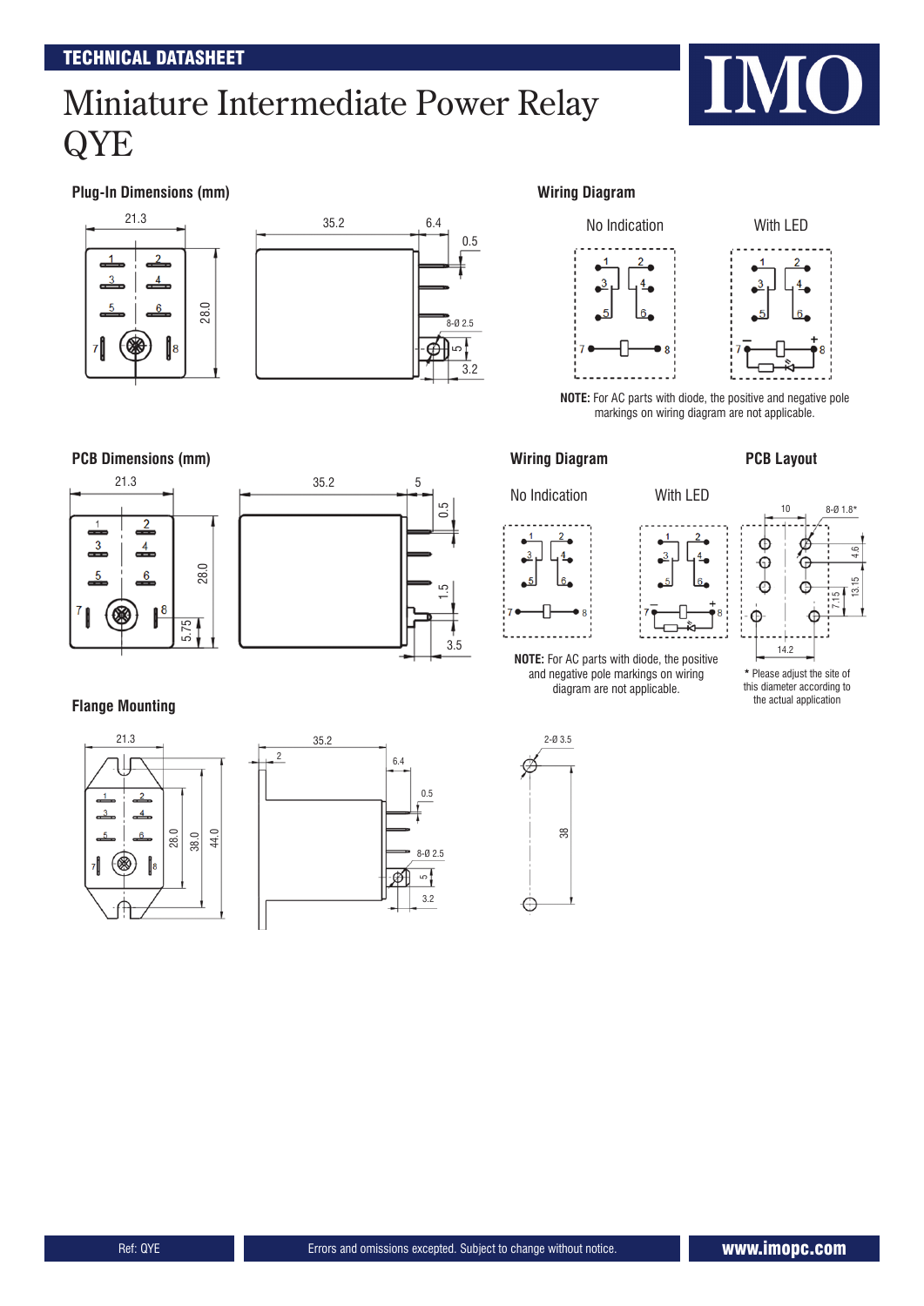# Miniature Intermediate Power Relay QYE

## Plug-In Dimensions (mm)

21.3
28.0
35.2
6.4
0.5
8-Ø 2.5
5
3.2

## Wiring Diagram

No Indication

With LED

**NOTE:** For AC parts with diode, the positive and negative pole markings on wiring diagram are not applicable.

## PCB Dimensions (mm)

21.3
28.0
5.75
35.2
5
0.5
1.5
3.5

## Wiring Diagram

No Indication

With LED

**NOTE:** For AC parts with diode, the positive and negative pole markings on wiring diagram are not applicable.

## PCB Layout

10
8-Ø 1.8*
4.6
7.15
13.15
14.2

* Please adjust the site of this diameter according to the actual application

## Flange Mounting

21.3
28.0
38.0
44.0
35.2
2
6.4
0.5
8-Ø 2.5
5
3.2
2-Ø 3.5
38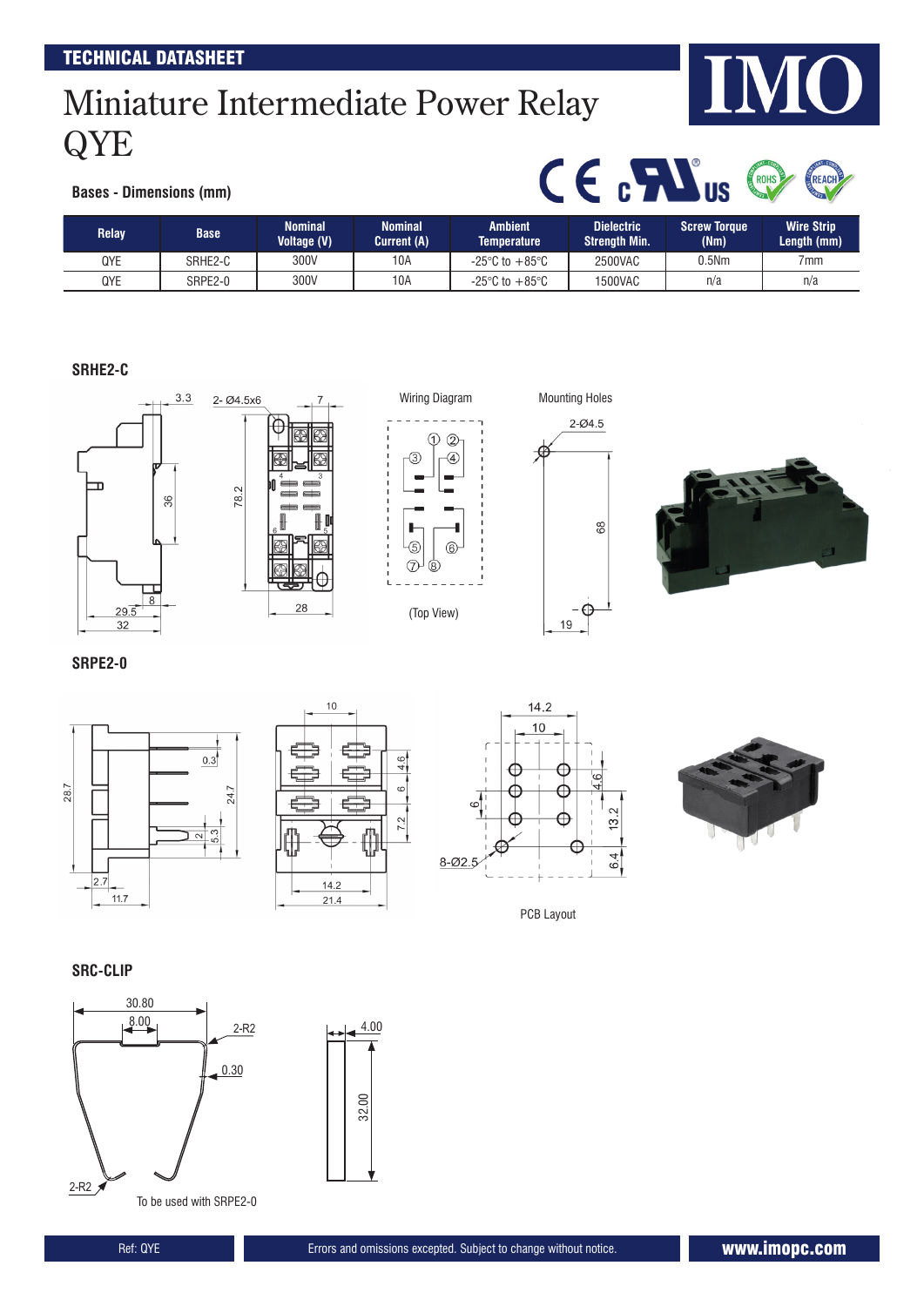TECHNICAL DATASHEET

# Miniature Intermediate Power Relay QYE

**Bases - Dimensions (mm)**

| Relay | Base | Nominal Voltage (V) | Nominal Current (A) | Ambient Temperature | Dielectric Strength Min. | Screw Torque (Nm) | Wire Strip Length (mm) |
|---|---|---|---|---|---|---|---|
| QYE | SRHE2-C | 300V | 10A | -25°C to +85°C | 2500VAC | 0.5Nm | 7mm |
| QYE | SRPE2-0 | 300V | 10A | -25°C to +85°C | 1500VAC | n/a | n/a |

## SRHE2-C

3.3
2- Ø4.5x6
7
36
78.2
8
29.5
32
28

Wiring Diagram

(Top View)

Mounting Holes

2-Ø4.5
68
19

## SRPE2-0

28.7
0.3
24.7
2
5.3
2.7
11.7
10
4.6
6
7.2
14.2
21.4
14.2
10
6
4.6
13.2
6.4
8-Ø2.5

PCB Layout

## SRC-CLIP

30.80
8.00
2-R2
0.30
2-R2
4.00
32.00

To be used with SRPE2-0

Ref: QYE

Errors and omissions excepted. Subject to change without notice.

www.imopc.com